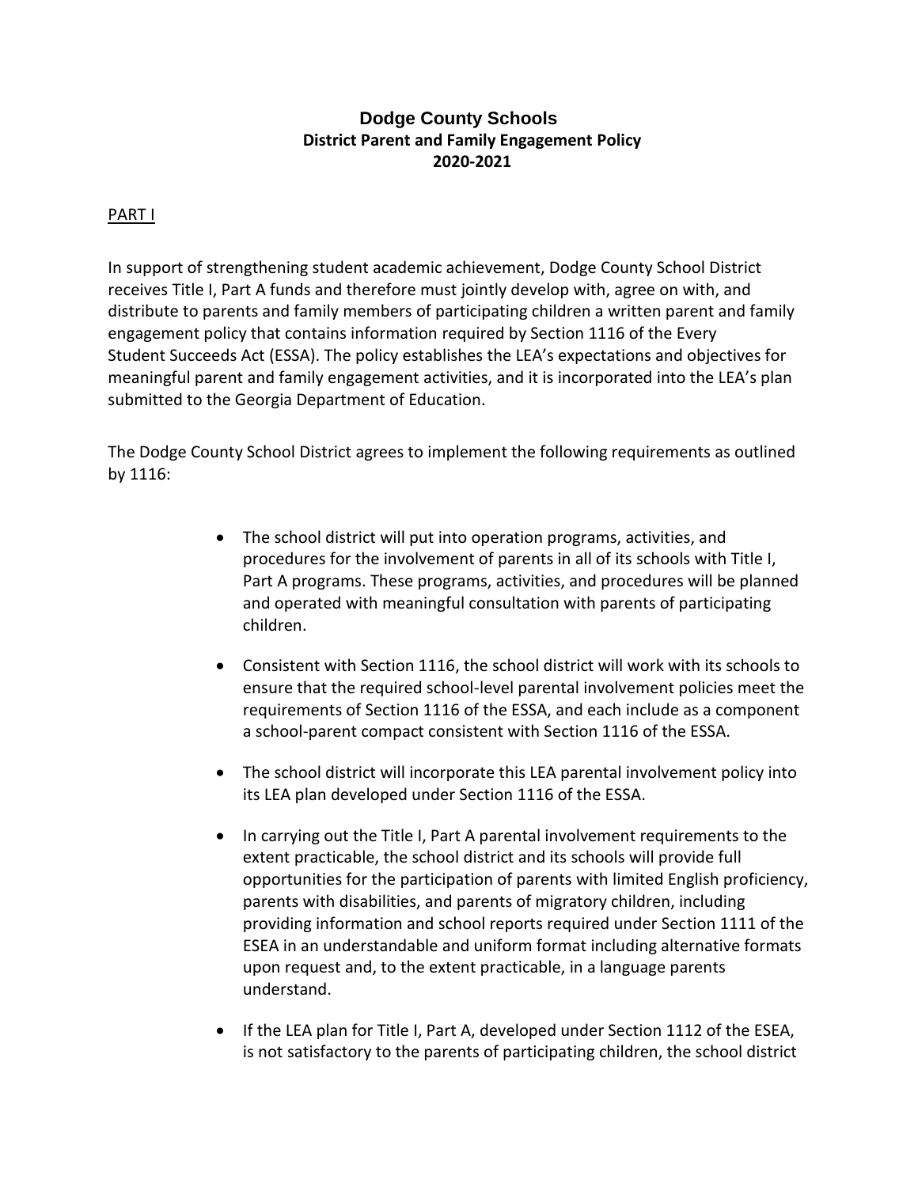# Dodge County Schools

## District Parent and Family Engagement Policy

## 2020-2021

PART I

In support of strengthening student academic achievement, Dodge County School District receives Title I, Part A funds and therefore must jointly develop with, agree on with, and distribute to parents and family members of participating children a written parent and family engagement policy that contains information required by Section 1116 of the Every Student Succeeds Act (ESSA). The policy establishes the LEA's expectations and objectives for meaningful parent and family engagement activities, and it is incorporated into the LEA's plan submitted to the Georgia Department of Education.

The Dodge County School District agrees to implement the following requirements as outlined by 1116:

- The school district will put into operation programs, activities, and procedures for the involvement of parents in all of its schools with Title I, Part A programs. These programs, activities, and procedures will be planned and operated with meaningful consultation with parents of participating children.
- Consistent with Section 1116, the school district will work with its schools to ensure that the required school-level parental involvement policies meet the requirements of Section 1116 of the ESSA, and each include as a component a school-parent compact consistent with Section 1116 of the ESSA.
- The school district will incorporate this LEA parental involvement policy into its LEA plan developed under Section 1116 of the ESSA.
- In carrying out the Title I, Part A parental involvement requirements to the extent practicable, the school district and its schools will provide full opportunities for the participation of parents with limited English proficiency, parents with disabilities, and parents of migratory children, including providing information and school reports required under Section 1111 of the ESEA in an understandable and uniform format including alternative formats upon request and, to the extent practicable, in a language parents understand.
- If the LEA plan for Title I, Part A, developed under Section 1112 of the ESEA, is not satisfactory to the parents of participating children, the school district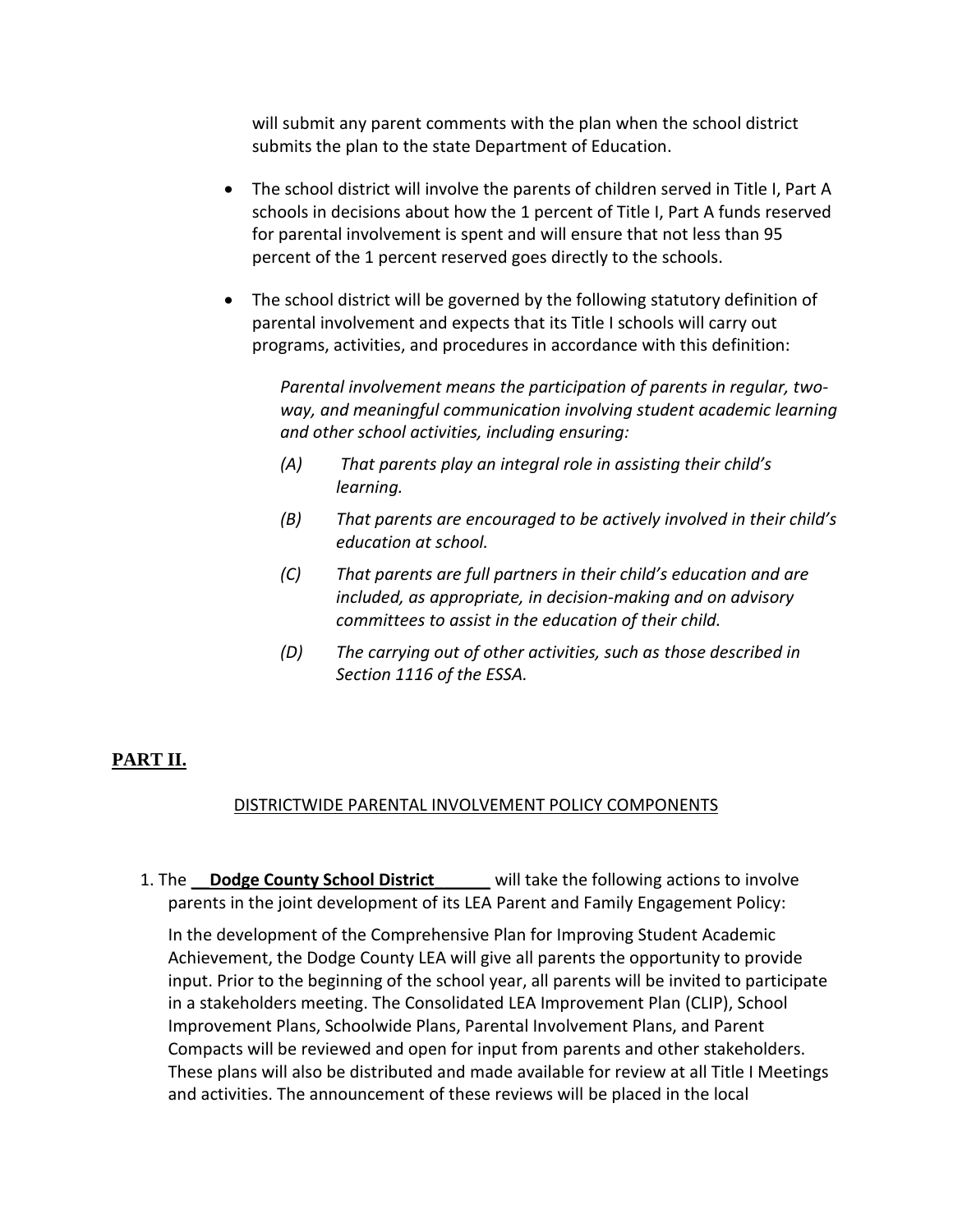will submit any parent comments with the plan when the school district submits the plan to the state Department of Education.

- The school district will involve the parents of children served in Title I, Part A schools in decisions about how the 1 percent of Title I, Part A funds reserved for parental involvement is spent and will ensure that not less than 95 percent of the 1 percent reserved goes directly to the schools.

- The school district will be governed by the following statutory definition of parental involvement and expects that its Title I schools will carry out programs, activities, and procedures in accordance with this definition:

  *Parental involvement means the participation of parents in regular, two-way, and meaningful communication involving student academic learning and other school activities, including ensuring:*

  *(A) That parents play an integral role in assisting their child's learning.*

  *(B) That parents are encouraged to be actively involved in their child's education at school.*

  *(C) That parents are full partners in their child's education and are included, as appropriate, in decision-making and on advisory committees to assist in the education of their child.*

  *(D) The carrying out of other activities, such as those described in Section 1116 of the ESSA.*

## PART II.

DISTRICTWIDE PARENTAL INVOLVEMENT POLICY COMPONENTS

1. The **Dodge County School District** will take the following actions to involve parents in the joint development of its LEA Parent and Family Engagement Policy:

   In the development of the Comprehensive Plan for Improving Student Academic Achievement, the Dodge County LEA will give all parents the opportunity to provide input. Prior to the beginning of the school year, all parents will be invited to participate in a stakeholders meeting. The Consolidated LEA Improvement Plan (CLIP), School Improvement Plans, Schoolwide Plans, Parental Involvement Plans, and Parent Compacts will be reviewed and open for input from parents and other stakeholders. These plans will also be distributed and made available for review at all Title I Meetings and activities. The announcement of these reviews will be placed in the local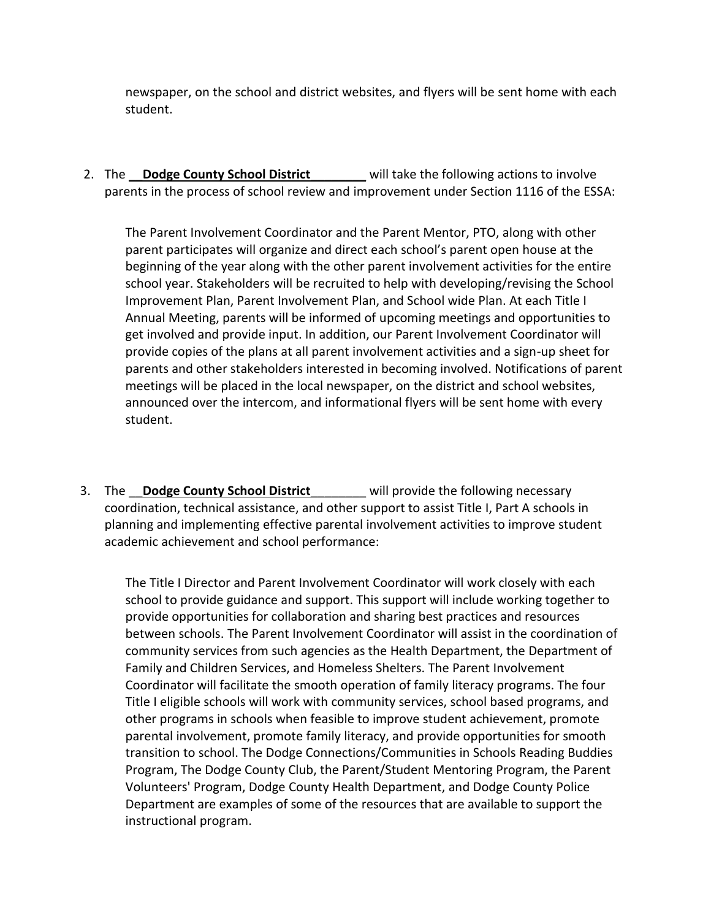newspaper, on the school and district websites, and flyers will be sent home with each student.

2. The **Dodge County School District** will take the following actions to involve parents in the process of school review and improvement under Section 1116 of the ESSA:

   The Parent Involvement Coordinator and the Parent Mentor, PTO, along with other parent participates will organize and direct each school's parent open house at the beginning of the year along with the other parent involvement activities for the entire school year. Stakeholders will be recruited to help with developing/revising the School Improvement Plan, Parent Involvement Plan, and School wide Plan. At each Title I Annual Meeting, parents will be informed of upcoming meetings and opportunities to get involved and provide input. In addition, our Parent Involvement Coordinator will provide copies of the plans at all parent involvement activities and a sign-up sheet for parents and other stakeholders interested in becoming involved. Notifications of parent meetings will be placed in the local newspaper, on the district and school websites, announced over the intercom, and informational flyers will be sent home with every student.

3. The **Dodge County School District** will provide the following necessary coordination, technical assistance, and other support to assist Title I, Part A schools in planning and implementing effective parental involvement activities to improve student academic achievement and school performance:

   The Title I Director and Parent Involvement Coordinator will work closely with each school to provide guidance and support. This support will include working together to provide opportunities for collaboration and sharing best practices and resources between schools. The Parent Involvement Coordinator will assist in the coordination of community services from such agencies as the Health Department, the Department of Family and Children Services, and Homeless Shelters. The Parent Involvement Coordinator will facilitate the smooth operation of family literacy programs. The four Title I eligible schools will work with community services, school based programs, and other programs in schools when feasible to improve student achievement, promote parental involvement, promote family literacy, and provide opportunities for smooth transition to school. The Dodge Connections/Communities in Schools Reading Buddies Program, The Dodge County Club, the Parent/Student Mentoring Program, the Parent Volunteers' Program, Dodge County Health Department, and Dodge County Police Department are examples of some of the resources that are available to support the instructional program.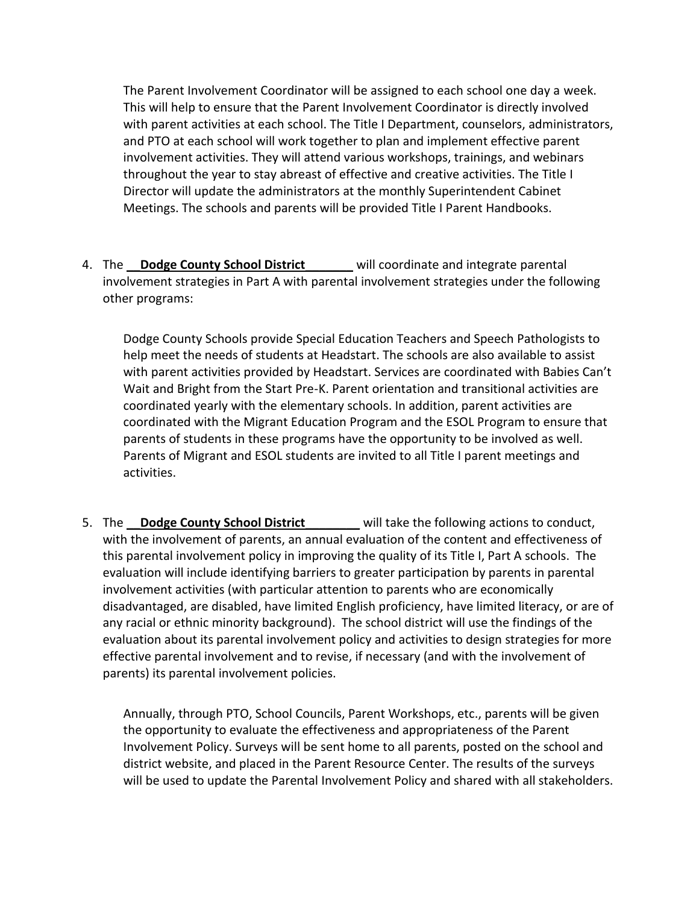The Parent Involvement Coordinator will be assigned to each school one day a week. This will help to ensure that the Parent Involvement Coordinator is directly involved with parent activities at each school. The Title I Department, counselors, administrators, and PTO at each school will work together to plan and implement effective parent involvement activities. They will attend various workshops, trainings, and webinars throughout the year to stay abreast of effective and creative activities. The Title I Director will update the administrators at the monthly Superintendent Cabinet Meetings. The schools and parents will be provided Title I Parent Handbooks.

4. The **Dodge County School District** will coordinate and integrate parental involvement strategies in Part A with parental involvement strategies under the following other programs:

   Dodge County Schools provide Special Education Teachers and Speech Pathologists to help meet the needs of students at Headstart. The schools are also available to assist with parent activities provided by Headstart. Services are coordinated with Babies Can't Wait and Bright from the Start Pre-K. Parent orientation and transitional activities are coordinated yearly with the elementary schools. In addition, parent activities are coordinated with the Migrant Education Program and the ESOL Program to ensure that parents of students in these programs have the opportunity to be involved as well. Parents of Migrant and ESOL students are invited to all Title I parent meetings and activities.

5. The **Dodge County School District** will take the following actions to conduct, with the involvement of parents, an annual evaluation of the content and effectiveness of this parental involvement policy in improving the quality of its Title I, Part A schools. The evaluation will include identifying barriers to greater participation by parents in parental involvement activities (with particular attention to parents who are economically disadvantaged, are disabled, have limited English proficiency, have limited literacy, or are of any racial or ethnic minority background). The school district will use the findings of the evaluation about its parental involvement policy and activities to design strategies for more effective parental involvement and to revise, if necessary (and with the involvement of parents) its parental involvement policies.

   Annually, through PTO, School Councils, Parent Workshops, etc., parents will be given the opportunity to evaluate the effectiveness and appropriateness of the Parent Involvement Policy. Surveys will be sent home to all parents, posted on the school and district website, and placed in the Parent Resource Center. The results of the surveys will be used to update the Parental Involvement Policy and shared with all stakeholders.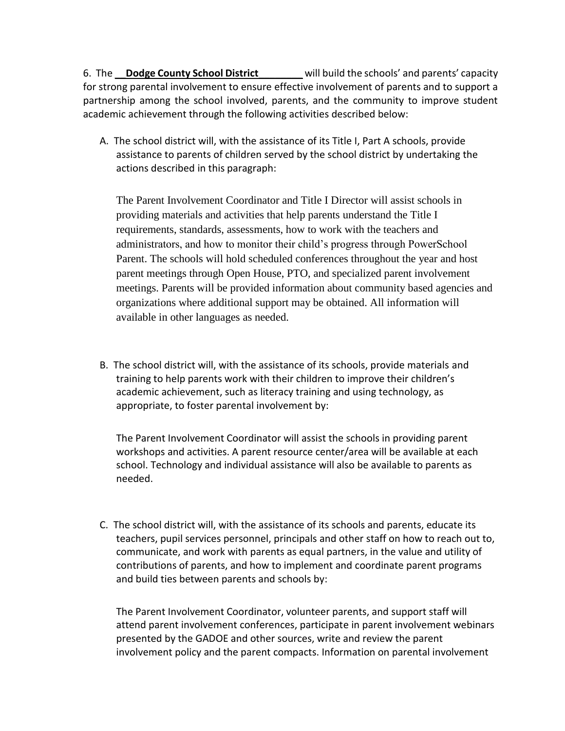6. The __**Dodge County School District**________ will build the schools' and parents' capacity for strong parental involvement to ensure effective involvement of parents and to support a partnership among the school involved, parents, and the community to improve student academic achievement through the following activities described below:

A. The school district will, with the assistance of its Title I, Part A schools, provide assistance to parents of children served by the school district by undertaking the actions described in this paragraph:

   The Parent Involvement Coordinator and Title I Director will assist schools in providing materials and activities that help parents understand the Title I requirements, standards, assessments, how to work with the teachers and administrators, and how to monitor their child's progress through PowerSchool Parent. The schools will hold scheduled conferences throughout the year and host parent meetings through Open House, PTO, and specialized parent involvement meetings. Parents will be provided information about community based agencies and organizations where additional support may be obtained. All information will available in other languages as needed.

B. The school district will, with the assistance of its schools, provide materials and training to help parents work with their children to improve their children's academic achievement, such as literacy training and using technology, as appropriate, to foster parental involvement by:

   The Parent Involvement Coordinator will assist the schools in providing parent workshops and activities. A parent resource center/area will be available at each school. Technology and individual assistance will also be available to parents as needed.

C. The school district will, with the assistance of its schools and parents, educate its teachers, pupil services personnel, principals and other staff on how to reach out to, communicate, and work with parents as equal partners, in the value and utility of contributions of parents, and how to implement and coordinate parent programs and build ties between parents and schools by:

   The Parent Involvement Coordinator, volunteer parents, and support staff will attend parent involvement conferences, participate in parent involvement webinars presented by the GADOE and other sources, write and review the parent involvement policy and the parent compacts. Information on parental involvement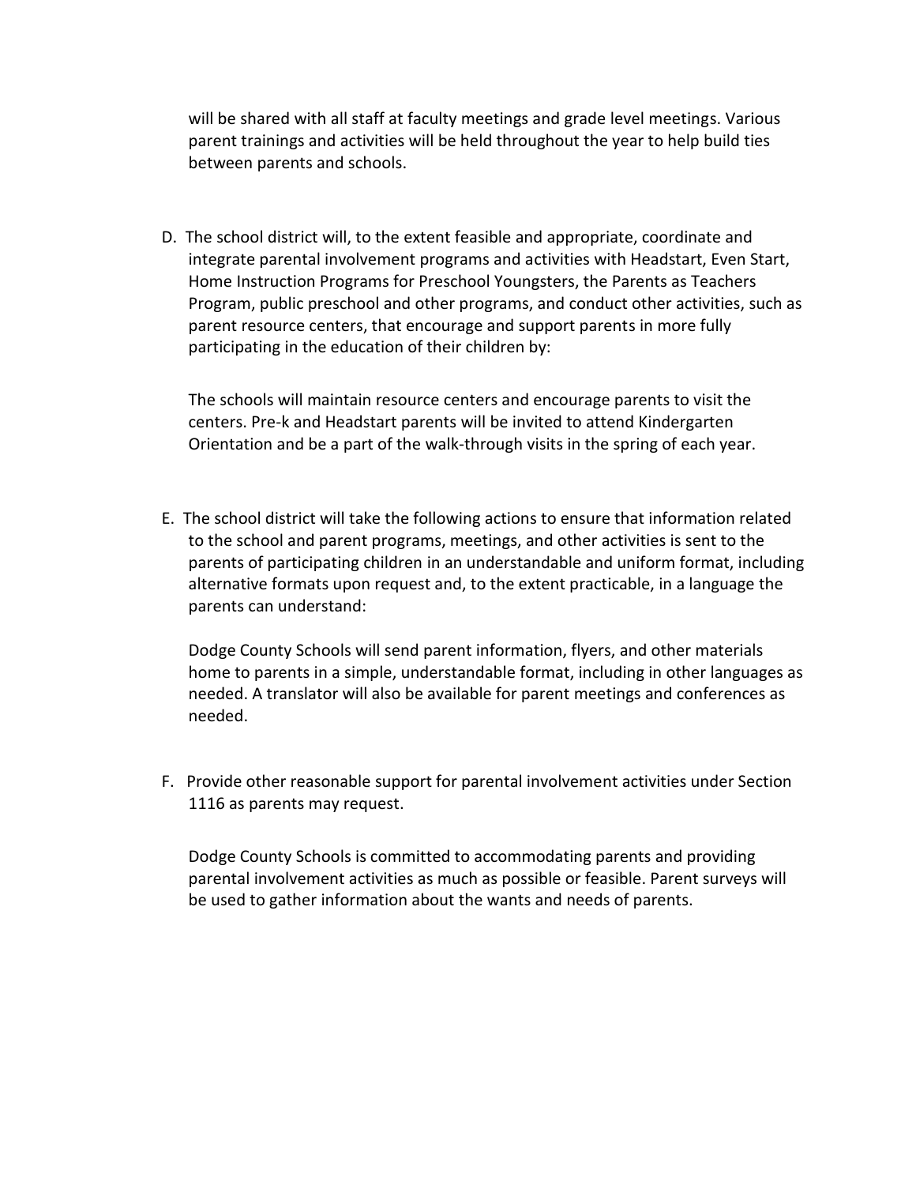will be shared with all staff at faculty meetings and grade level meetings. Various parent trainings and activities will be held throughout the year to help build ties between parents and schools.

D. The school district will, to the extent feasible and appropriate, coordinate and integrate parental involvement programs and activities with Headstart, Even Start, Home Instruction Programs for Preschool Youngsters, the Parents as Teachers Program, public preschool and other programs, and conduct other activities, such as parent resource centers, that encourage and support parents in more fully participating in the education of their children by:

   The schools will maintain resource centers and encourage parents to visit the centers. Pre-k and Headstart parents will be invited to attend Kindergarten Orientation and be a part of the walk-through visits in the spring of each year.

E. The school district will take the following actions to ensure that information related to the school and parent programs, meetings, and other activities is sent to the parents of participating children in an understandable and uniform format, including alternative formats upon request and, to the extent practicable, in a language the parents can understand:

   Dodge County Schools will send parent information, flyers, and other materials home to parents in a simple, understandable format, including in other languages as needed. A translator will also be available for parent meetings and conferences as needed.

F. Provide other reasonable support for parental involvement activities under Section 1116 as parents may request.

   Dodge County Schools is committed to accommodating parents and providing parental involvement activities as much as possible or feasible. Parent surveys will be used to gather information about the wants and needs of parents.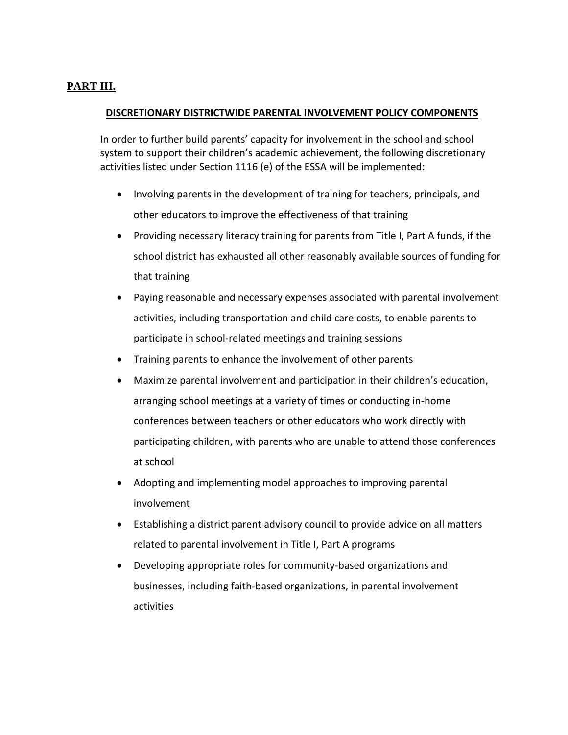## PART III.

**DISCRETIONARY DISTRICTWIDE PARENTAL INVOLVEMENT POLICY COMPONENTS**

In order to further build parents' capacity for involvement in the school and school system to support their children's academic achievement, the following discretionary activities listed under Section 1116 (e) of the ESSA will be implemented:

- Involving parents in the development of training for teachers, principals, and other educators to improve the effectiveness of that training
- Providing necessary literacy training for parents from Title I, Part A funds, if the school district has exhausted all other reasonably available sources of funding for that training
- Paying reasonable and necessary expenses associated with parental involvement activities, including transportation and child care costs, to enable parents to participate in school-related meetings and training sessions
- Training parents to enhance the involvement of other parents
- Maximize parental involvement and participation in their children's education, arranging school meetings at a variety of times or conducting in-home conferences between teachers or other educators who work directly with participating children, with parents who are unable to attend those conferences at school
- Adopting and implementing model approaches to improving parental involvement
- Establishing a district parent advisory council to provide advice on all matters related to parental involvement in Title I, Part A programs
- Developing appropriate roles for community-based organizations and businesses, including faith-based organizations, in parental involvement activities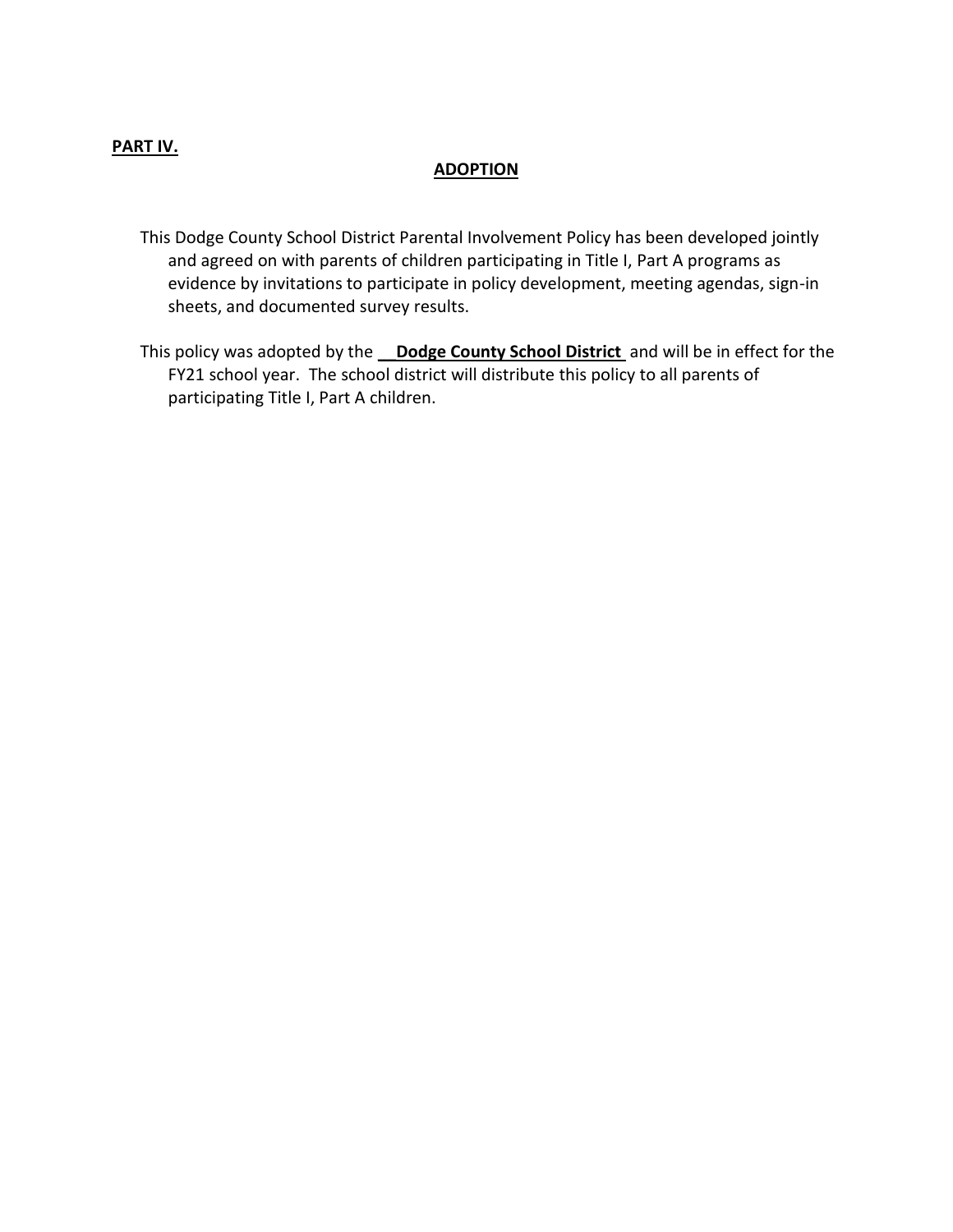**PART IV.**

## ADOPTION

This Dodge County School District Parental Involvement Policy has been developed jointly and agreed on with parents of children participating in Title I, Part A programs as evidence by invitations to participate in policy development, meeting agendas, sign-in sheets, and documented survey results.

This policy was adopted by the __**Dodge County School District** and will be in effect for the FY21 school year. The school district will distribute this policy to all parents of participating Title I, Part A children.